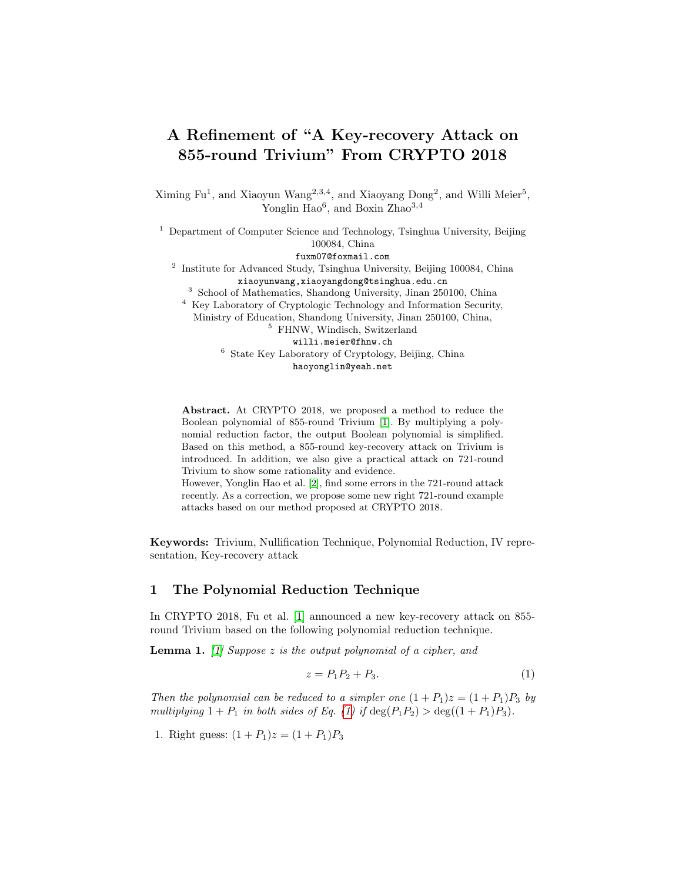# A Refinement of "A Key-recovery Attack on 855-round Trivium" From CRYPTO 2018

Ximing Fu[1], and Xiaoyun Wang[2,3,4], and Xiaoyang Dong[2], and Willi Meier[5], Yonglin Hao[6], and Boxin Zhao[3,4]

[1] Department of Computer Science and Technology, Tsinghua University, Beijing 100084, China
fuxm07@foxmail.com

[2] Institute for Advanced Study, Tsinghua University, Beijing 100084, China
xiaoyunwang,xiaoyangdong@tsinghua.edu.cn

[3] School of Mathematics, Shandong University, Jinan 250100, China

[4] Key Laboratory of Cryptologic Technology and Information Security, Ministry of Education, Shandong University, Jinan 250100, China,

[5] FHNW, Windisch, Switzerland
willi.meier@fhnw.ch

[6] State Key Laboratory of Cryptology, Beijing, China
haoyonglin@yeah.net

**Abstract.** At CRYPTO 2018, we proposed a method to reduce the Boolean polynomial of 855-round Trivium [1]. By multiplying a polynomial reduction factor, the output Boolean polynomial is simplified. Based on this method, a 855-round key-recovery attack on Trivium is introduced. In addition, we also give a practical attack on 721-round Trivium to show some rationality and evidence.
However, Yonglin Hao et al. [2], find some errors in the 721-round attack recently. As a correction, we propose some new right 721-round example attacks based on our method proposed at CRYPTO 2018.

**Keywords:** Trivium, Nullification Technique, Polynomial Reduction, IV representation, Key-recovery attack

## 1 The Polynomial Reduction Technique

In CRYPTO 2018, Fu et al. [1] announced a new key-recovery attack on 855-round Trivium based on the following polynomial reduction technique.

**Lemma 1.** *[1] Suppose $z$ is the output polynomial of a cipher, and*

$$z = P_1 P_2 + P_3. \tag{1}$$

*Then the polynomial can be reduced to a simpler one $(1 + P_1)z = (1 + P_1)P_3$ by multiplying $1 + P_1$ in both sides of Eq. (1) if $\deg(P_1P_2) > \deg((1 + P_1)P_3)$.*

1. Right guess: $(1 + P_1)z = (1 + P_1)P_3$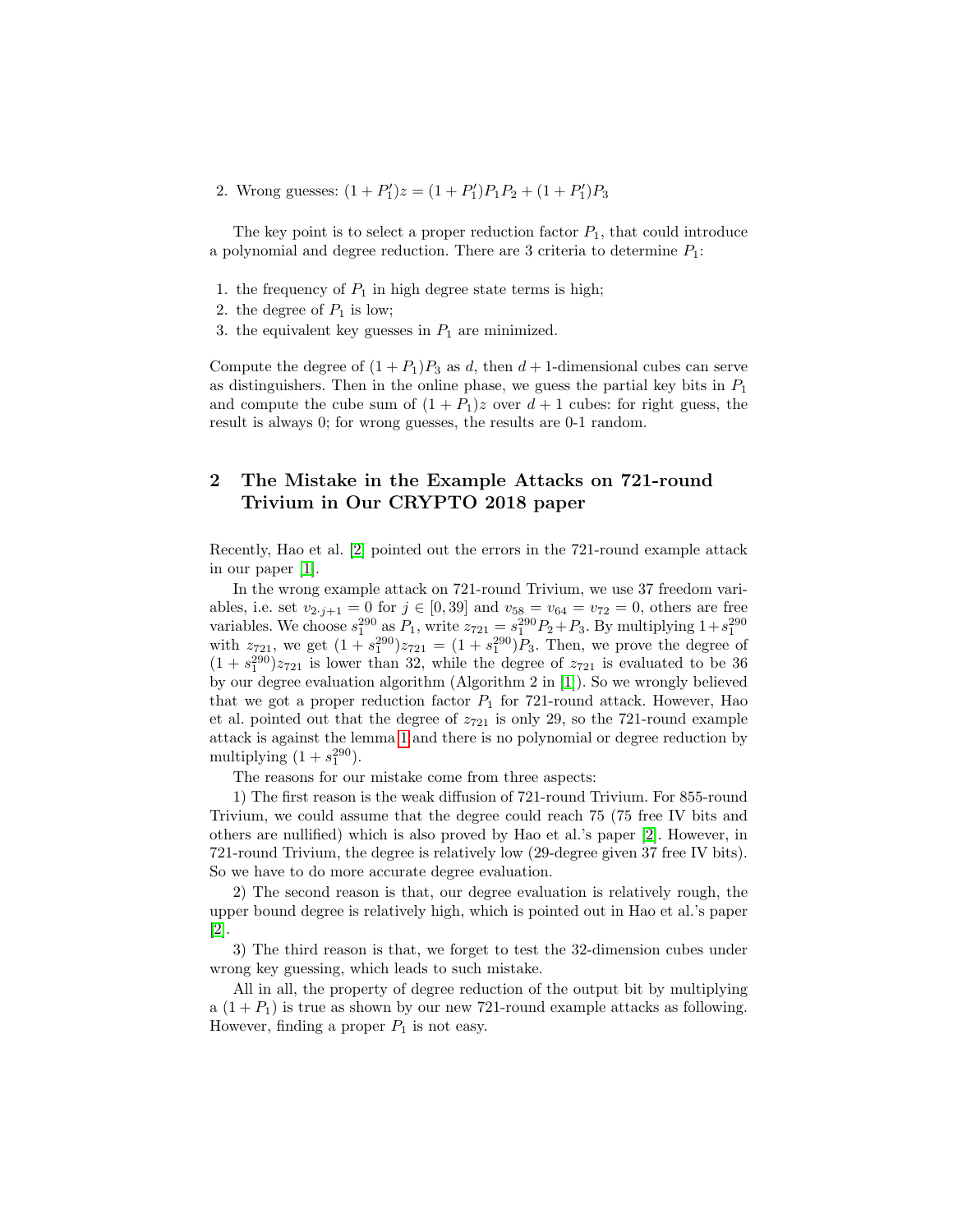2. Wrong guesses: $(1 + P_1')z = (1 + P_1')P_1 P_2 + (1 + P_1')P_3$

The key point is to select a proper reduction factor $P_1$, that could introduce a polynomial and degree reduction. There are 3 criteria to determine $P_1$:

1. the frequency of $P_1$ in high degree state terms is high;
2. the degree of $P_1$ is low;
3. the equivalent key guesses in $P_1$ are minimized.

Compute the degree of $(1 + P_1)P_3$ as $d$, then $d+1$-dimensional cubes can serve as distinguishers. Then in the online phase, we guess the partial key bits in $P_1$ and compute the cube sum of $(1 + P_1)z$ over $d + 1$ cubes: for right guess, the result is always 0; for wrong guesses, the results are 0-1 random.

## 2 The Mistake in the Example Attacks on 721-round Trivium in Our CRYPTO 2018 paper

Recently, Hao et al. [2] pointed out the errors in the 721-round example attack in our paper [1].

In the wrong example attack on 721-round Trivium, we use 37 freedom variables, i.e. set $v_{2\cdot j+1} = 0$ for $j \in [0, 39]$ and $v_{58} = v_{64} = v_{72} = 0$, others are free variables. We choose $s_1^{290}$ as $P_1$, write $z_{721} = s_1^{290}P_2 + P_3$. By multiplying $1+s_1^{290}$ with $z_{721}$, we get $(1 + s_1^{290})z_{721} = (1 + s_1^{290})P_3$. Then, we prove the degree of $(1 + s_1^{290})z_{721}$ is lower than 32, while the degree of $z_{721}$ is evaluated to be 36 by our degree evaluation algorithm (Algorithm 2 in [1]). So we wrongly believed that we got a proper reduction factor $P_1$ for 721-round attack. However, Hao et al. pointed out that the degree of $z_{721}$ is only 29, so the 721-round example attack is against the lemma 1 and there is no polynomial or degree reduction by multiplying $(1 + s_1^{290})$.

The reasons for our mistake come from three aspects:

1) The first reason is the weak diffusion of 721-round Trivium. For 855-round Trivium, we could assume that the degree could reach 75 (75 free IV bits and others are nullified) which is also proved by Hao et al.'s paper [2]. However, in 721-round Trivium, the degree is relatively low (29-degree given 37 free IV bits). So we have to do more accurate degree evaluation.

2) The second reason is that, our degree evaluation is relatively rough, the upper bound degree is relatively high, which is pointed out in Hao et al.'s paper [2].

3) The third reason is that, we forget to test the 32-dimension cubes under wrong key guessing, which leads to such mistake.

All in all, the property of degree reduction of the output bit by multiplying a $(1 + P_1)$ is true as shown by our new 721-round example attacks as following. However, finding a proper $P_1$ is not easy.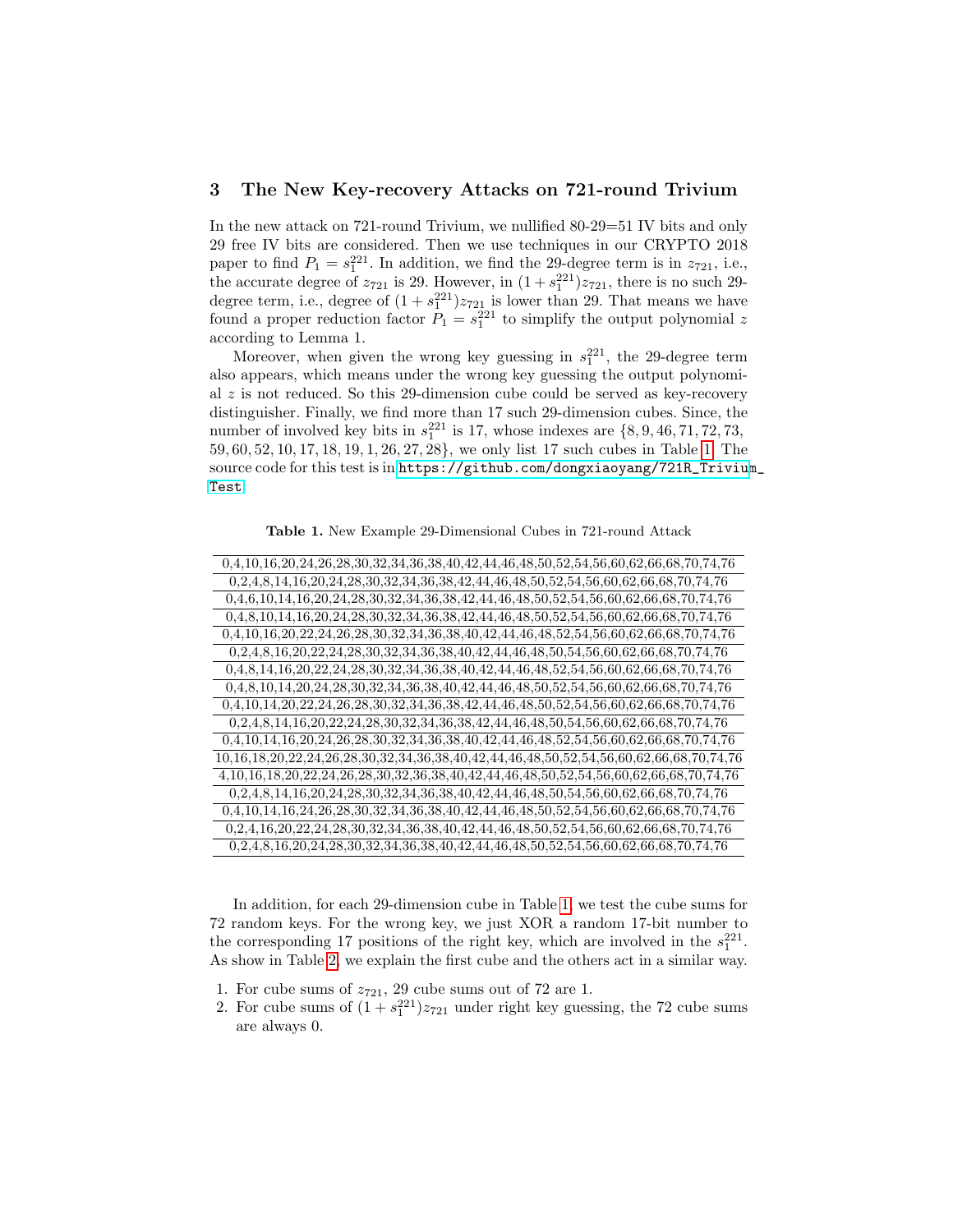## 3 The New Key-recovery Attacks on 721-round Trivium

In the new attack on 721-round Trivium, we nullified 80-29=51 IV bits and only 29 free IV bits are considered. Then we use techniques in our CRYPTO 2018 paper to find $P_1 = s_1^{221}$. In addition, we find the 29-degree term is in $z_{721}$, i.e., the accurate degree of $z_{721}$ is 29. However, in $(1 + s_1^{221})z_{721}$, there is no such 29-degree term, i.e., degree of $(1 + s_1^{221})z_{721}$ is lower than 29. That means we have found a proper reduction factor $P_1 = s_1^{221}$ to simplify the output polynomial $z$ according to Lemma 1.

Moreover, when given the wrong key guessing in $s_1^{221}$, the 29-degree term also appears, which means under the wrong key guessing the output polynomial $z$ is not reduced. So this 29-dimension cube could be served as key-recovery distinguisher. Finally, we find more than 17 such 29-dimension cubes. Since, the number of involved key bits in $s_1^{221}$ is 17, whose indexes are $\{8, 9, 46, 71, 72, 73, 59, 60, 52, 10, 17, 18, 19, 1, 26, 27, 28\}$, we only list 17 such cubes in Table 1. The source code for this test is in https://github.com/dongxiaoyang/721R_Trivium_Test.

**Table 1.** New Example 29-Dimensional Cubes in 721-round Attack

| |
|---|
| 0,4,10,16,20,24,26,28,30,32,34,36,38,40,42,44,46,48,50,52,54,56,60,62,66,68,70,74,76 |
| 0,2,4,8,14,16,20,24,28,30,32,34,36,38,42,44,46,48,50,52,54,56,60,62,66,68,70,74,76 |
| 0,4,6,10,14,16,20,24,28,30,32,34,36,38,42,44,46,48,50,52,54,56,60,62,66,68,70,74,76 |
| 0,4,8,10,14,16,20,24,28,30,32,34,36,38,42,44,46,48,50,52,54,56,60,62,66,68,70,74,76 |
| 0,4,10,16,20,22,24,26,28,30,32,34,36,38,40,42,44,46,48,52,54,56,60,62,66,68,70,74,76 |
| 0,2,4,8,16,20,22,24,28,30,32,34,36,38,40,42,44,46,48,50,54,56,60,62,66,68,70,74,76 |
| 0,4,8,14,16,20,22,24,28,30,32,34,36,38,40,42,44,46,48,52,54,56,60,62,66,68,70,74,76 |
| 0,4,8,10,14,20,24,28,30,32,34,36,38,40,42,44,46,48,50,52,54,56,60,62,66,68,70,74,76 |
| 0,4,10,14,20,22,24,26,28,30,32,34,36,38,42,44,46,48,50,52,54,56,60,62,66,68,70,74,76 |
| 0,2,4,8,14,16,20,22,24,28,30,32,34,36,38,42,44,46,48,50,54,56,60,62,66,68,70,74,76 |
| 0,4,10,14,16,20,24,26,28,30,32,34,36,38,40,42,44,46,48,52,54,56,60,62,66,68,70,74,76 |
| 10,16,18,20,22,24,26,28,30,32,34,36,38,40,42,44,46,48,50,52,54,56,60,62,66,68,70,74,76 |
| 4,10,16,18,20,22,24,26,28,30,32,36,38,40,42,44,46,48,50,52,54,56,60,62,66,68,70,74,76 |
| 0,2,4,8,14,16,20,24,28,30,32,34,36,38,40,42,44,46,48,50,54,56,60,62,66,68,70,74,76 |
| 0,4,10,14,16,24,26,28,30,32,34,36,38,40,42,44,46,48,50,52,54,56,60,62,66,68,70,74,76 |
| 0,2,4,16,20,22,24,28,30,32,34,36,38,40,42,44,46,48,50,52,54,56,60,62,66,68,70,74,76 |
| 0,2,4,8,16,20,24,28,30,32,34,36,38,40,42,44,46,48,50,52,54,56,60,62,66,68,70,74,76 |

In addition, for each 29-dimension cube in Table 1, we test the cube sums for 72 random keys. For the wrong key, we just XOR a random 17-bit number to the corresponding 17 positions of the right key, which are involved in the $s_1^{221}$. As show in Table 2, we explain the first cube and the others act in a similar way.

1. For cube sums of $z_{721}$, 29 cube sums out of 72 are 1.
2. For cube sums of $(1 + s_1^{221})z_{721}$ under right key guessing, the 72 cube sums are always 0.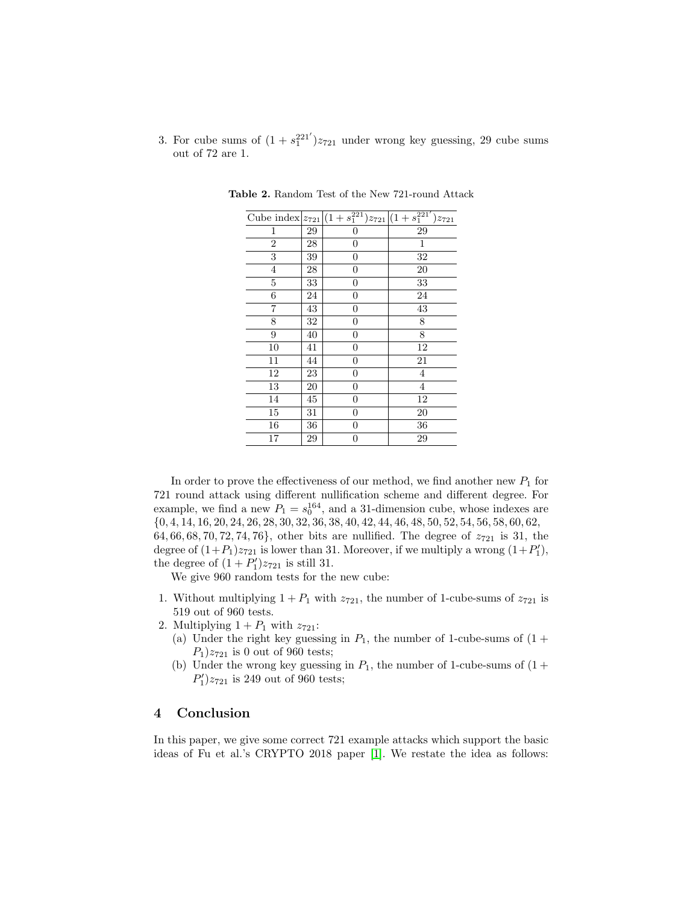3. For cube sums of $(1 + s_1^{221'})z_{721}$ under wrong key guessing, 29 cube sums out of 72 are 1.

**Table 2.** Random Test of the New 721-round Attack

| Cube index | $z_{721}$ | $(1 + s_1^{221})z_{721}$ | $(1 + s_1^{221'})z_{721}$ |
|---|---|---|---|
| 1 | 29 | 0 | 29 |
| 2 | 28 | 0 | 1 |
| 3 | 39 | 0 | 32 |
| 4 | 28 | 0 | 20 |
| 5 | 33 | 0 | 33 |
| 6 | 24 | 0 | 24 |
| 7 | 43 | 0 | 43 |
| 8 | 32 | 0 | 8 |
| 9 | 40 | 0 | 8 |
| 10 | 41 | 0 | 12 |
| 11 | 44 | 0 | 21 |
| 12 | 23 | 0 | 4 |
| 13 | 20 | 0 | 4 |
| 14 | 45 | 0 | 12 |
| 15 | 31 | 0 | 20 |
| 16 | 36 | 0 | 36 |
| 17 | 29 | 0 | 29 |

In order to prove the effectiveness of our method, we find another new $P_1$ for 721 round attack using different nullification scheme and different degree. For example, we find a new $P_1 = s_0^{164}$, and a 31-dimension cube, whose indexes are $\{0, 4, 14, 16, 20, 24, 26, 28, 30, 32, 36, 38, 40, 42, 44, 46, 48, 50, 52, 54, 56, 58, 60, 62, 64, 66, 68, 70, 72, 74, 76\}$, other bits are nullified. The degree of $z_{721}$ is 31, the degree of $(1+P_1)z_{721}$ is lower than 31. Moreover, if we multiply a wrong $(1+P_1')$, the degree of $(1 + P_1')z_{721}$ is still 31.

We give 960 random tests for the new cube:

1. Without multiplying $1 + P_1$ with $z_{721}$, the number of 1-cube-sums of $z_{721}$ is 519 out of 960 tests.
2. Multiplying $1 + P_1$ with $z_{721}$:
   (a) Under the right key guessing in $P_1$, the number of 1-cube-sums of $(1 + P_1)z_{721}$ is 0 out of 960 tests;
   (b) Under the wrong key guessing in $P_1$, the number of 1-cube-sums of $(1 + P_1')z_{721}$ is 249 out of 960 tests;

## 4 Conclusion

In this paper, we give some correct 721 example attacks which support the basic ideas of Fu et al.'s CRYPTO 2018 paper [1]. We restate the idea as follows: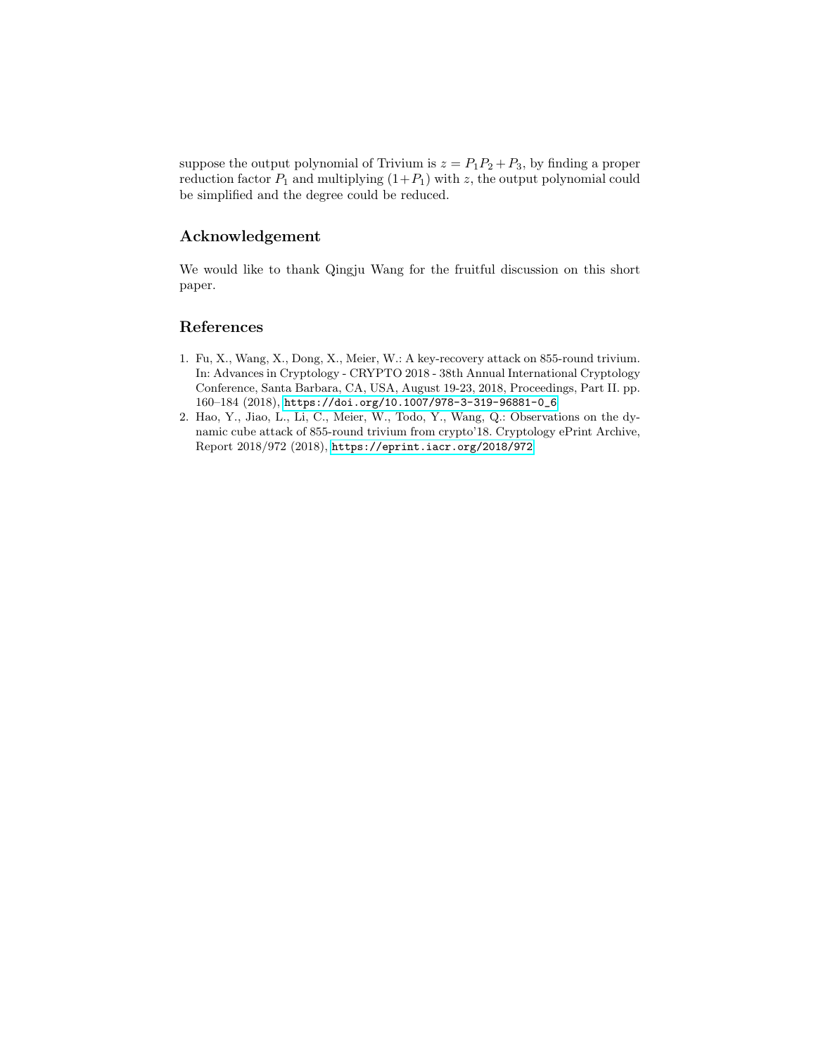suppose the output polynomial of Trivium is $z = P_1P_2 + P_3$, by finding a proper reduction factor $P_1$ and multiplying $(1+P_1)$ with $z$, the output polynomial could be simplified and the degree could be reduced.

## Acknowledgement

We would like to thank Qingju Wang for the fruitful discussion on this short paper.

## References

1. Fu, X., Wang, X., Dong, X., Meier, W.: A key-recovery attack on 855-round trivium. In: Advances in Cryptology - CRYPTO 2018 - 38th Annual International Cryptology Conference, Santa Barbara, CA, USA, August 19-23, 2018, Proceedings, Part II. pp. 160–184 (2018), https://doi.org/10.1007/978-3-319-96881-0_6
2. Hao, Y., Jiao, L., Li, C., Meier, W., Todo, Y., Wang, Q.: Observations on the dynamic cube attack of 855-round trivium from crypto'18. Cryptology ePrint Archive, Report 2018/972 (2018), https://eprint.iacr.org/2018/972